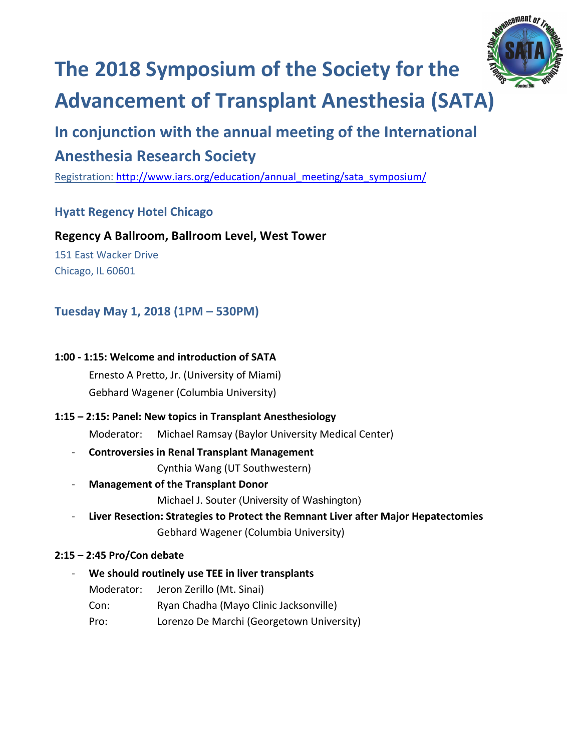# The 2018 Symposium of the Society for the Advancement of Transplant Anesthesia (SATA)

## In conjunction with the annual meeting of the International Anesthesia Research Society

Registration: http://www.iars.org/education/annual_meeting/sata_symposium/

### Hyatt Regency Hotel Chicago

**Regency A Ballroom, Ballroom Level, West Tower**

151 East Wacker Drive
Chicago, IL 60601

### Tuesday May 1, 2018 (1PM – 530PM)

**1:00 - 1:15: Welcome and introduction of SATA**

Ernesto A Pretto, Jr. (University of Miami)
Gebhard Wagener (Columbia University)

**1:15 – 2:15: Panel: New topics in Transplant Anesthesiology**

Moderator: Michael Ramsay (Baylor University Medical Center)

- **Controversies in Renal Transplant Management**
  Cynthia Wang (UT Southwestern)
- **Management of the Transplant Donor**
  Michael J. Souter (University of Washington)
- **Liver Resection: Strategies to Protect the Remnant Liver after Major Hepatectomies**
  Gebhard Wagener (Columbia University)

**2:15 – 2:45 Pro/Con debate**

- **We should routinely use TEE in liver transplants**
  Moderator: Jeron Zerillo (Mt. Sinai)
  Con: Ryan Chadha (Mayo Clinic Jacksonville)
  Pro: Lorenzo De Marchi (Georgetown University)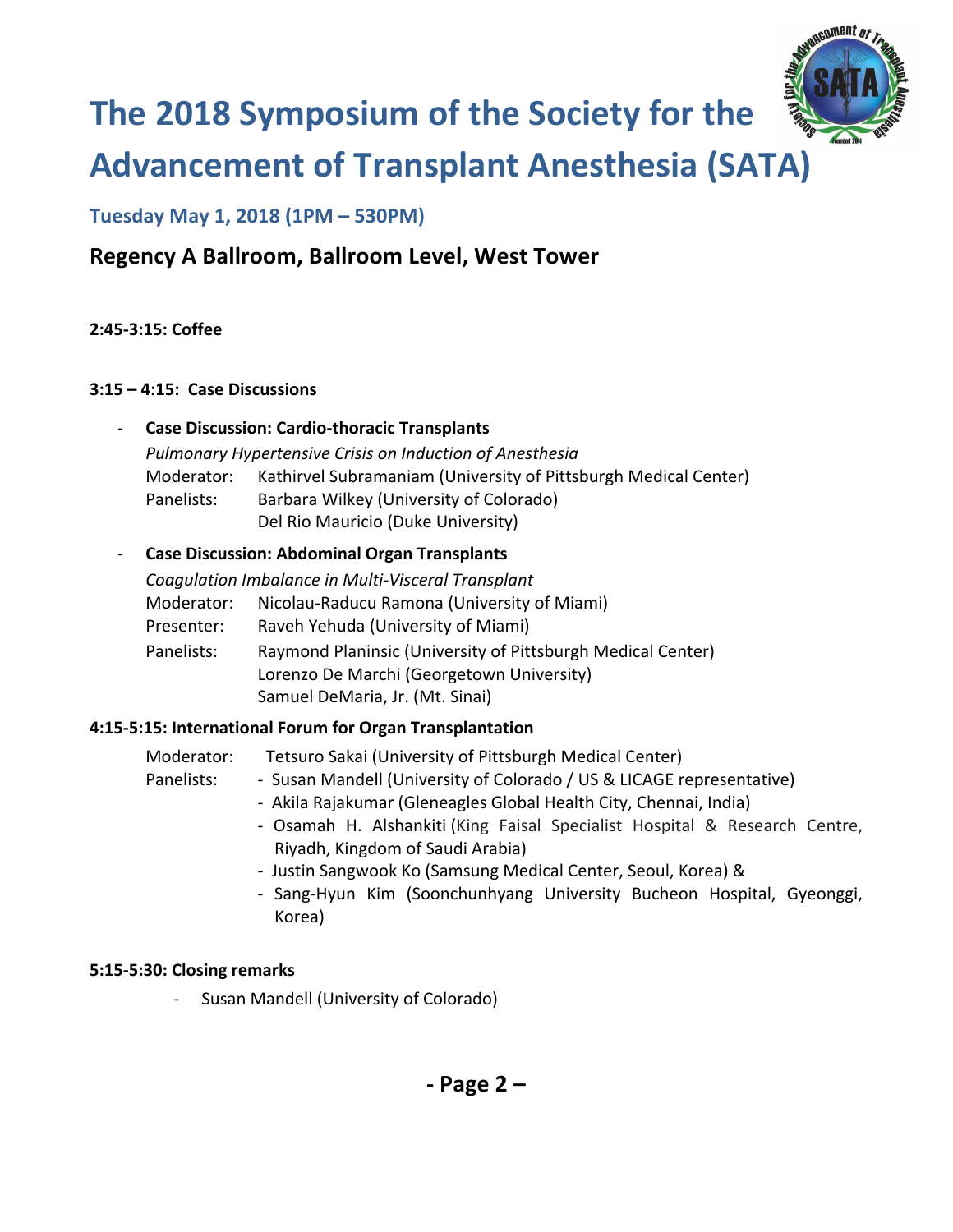# The 2018 Symposium of the Society for the Advancement of Transplant Anesthesia (SATA)

### Tuesday May 1, 2018 (1PM – 530PM)

## Regency A Ballroom, Ballroom Level, West Tower

**2:45-3:15: Coffee**

**3:15 – 4:15: Case Discussions**

- **Case Discussion: Cardio-thoracic Transplants**
  *Pulmonary Hypertensive Crisis on Induction of Anesthesia*
  Moderator: Kathirvel Subramaniam (University of Pittsburgh Medical Center)
  Panelists: Barbara Wilkey (University of Colorado)
  Del Rio Mauricio (Duke University)

- **Case Discussion: Abdominal Organ Transplants**
  *Coagulation Imbalance in Multi-Visceral Transplant*
  Moderator: Nicolau-Raducu Ramona (University of Miami)
  Presenter: Raveh Yehuda (University of Miami)
  Panelists: Raymond Planinsic (University of Pittsburgh Medical Center)
  Lorenzo De Marchi (Georgetown University)
  Samuel DeMaria, Jr. (Mt. Sinai)

**4:15-5:15: International Forum for Organ Transplantation**

Moderator: Tetsuro Sakai (University of Pittsburgh Medical Center)

Panelists:
- Susan Mandell (University of Colorado / US & LICAGE representative)
- Akila Rajakumar (Gleneagles Global Health City, Chennai, India)
- Osamah H. Alshankiti (King Faisal Specialist Hospital & Research Centre, Riyadh, Kingdom of Saudi Arabia)
- Justin Sangwook Ko (Samsung Medical Center, Seoul, Korea) &
- Sang-Hyun Kim (Soonchunhyang University Bucheon Hospital, Gyeonggi, Korea)

**5:15-5:30: Closing remarks**

- Susan Mandell (University of Colorado)